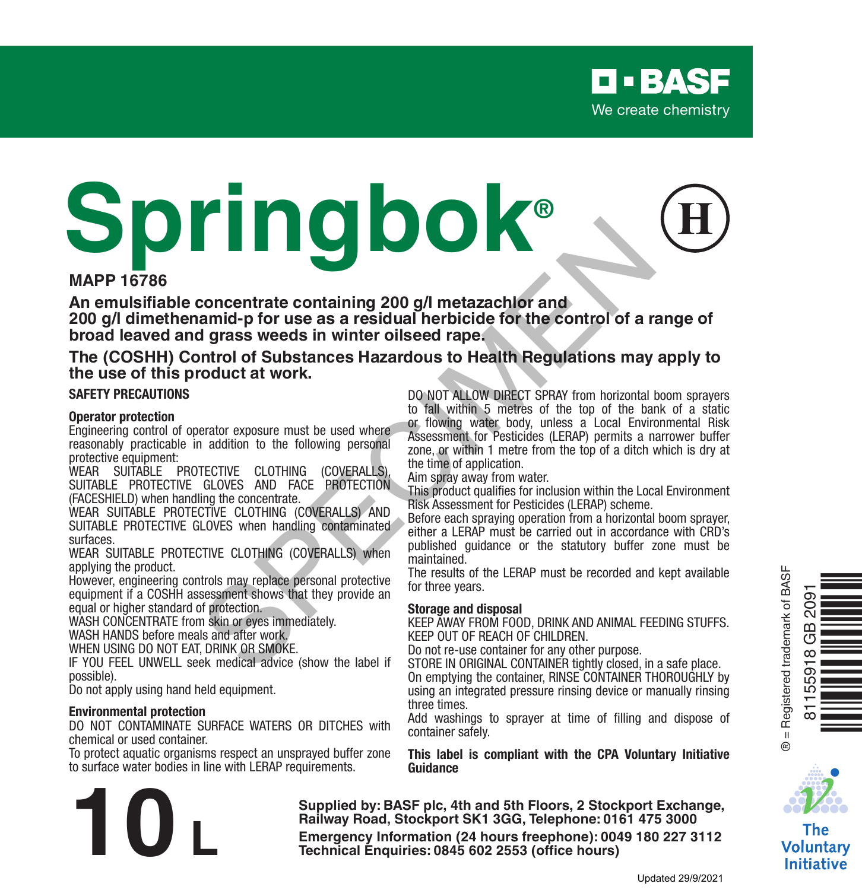**BASF**
We create chemistry

# Springbok®

(H)

**MAPP 16786**

**An emulsifiable concentrate containing 200 g/l metazachlor and 200 g/l dimethenamid-p for use as a residual herbicide for the control of a range of broad leaved and grass weeds in winter oilseed rape.**

**The (COSHH) Control of Substances Hazardous to Health Regulations may apply to the use of this product at work.**

**SAFETY PRECAUTIONS**

**Operator protection**

Engineering control of operator exposure must be used where reasonably practicable in addition to the following personal protective equipment:

WEAR SUITABLE PROTECTIVE CLOTHING (COVERALLS), SUITABLE PROTECTIVE GLOVES AND FACE PROTECTION (FACESHIELD) when handling the concentrate.

WEAR SUITABLE PROTECTIVE CLOTHING (COVERALLS) AND SUITABLE PROTECTIVE GLOVES when handling contaminated surfaces.

WEAR SUITABLE PROTECTIVE CLOTHING (COVERALLS) when applying the product.

However, engineering controls may replace personal protective equipment if a COSHH assessment shows that they provide an equal or higher standard of protection.

WASH CONCENTRATE from skin or eyes immediately.

WASH HANDS before meals and after work.

WHEN USING DO NOT EAT, DRINK OR SMOKE.

IF YOU FEEL UNWELL seek medical advice (show the label if possible).

Do not apply using hand held equipment.

**Environmental protection**

DO NOT CONTAMINATE SURFACE WATERS OR DITCHES with chemical or used container.

To protect aquatic organisms respect an unsprayed buffer zone to surface water bodies in line with LERAP requirements.

DO NOT ALLOW DIRECT SPRAY from horizontal boom sprayers to fall within 5 metres of the top of the bank of a static or flowing water body, unless a Local Environmental Risk Assessment for Pesticides (LERAP) permits a narrower buffer zone, or within 1 metre from the top of a ditch which is dry at the time of application.

Aim spray away from water.

This product qualifies for inclusion within the Local Environment Risk Assessment for Pesticides (LERAP) scheme.

Before each spraying operation from a horizontal boom sprayer, either a LERAP must be carried out in accordance with CRD's published guidance or the statutory buffer zone must be maintained.

The results of the LERAP must be recorded and kept available for three years.

**Storage and disposal**

KEEP AWAY FROM FOOD, DRINK AND ANIMAL FEEDING STUFFS.

KEEP OUT OF REACH OF CHILDREN.

Do not re-use container for any other purpose.

STORE IN ORIGINAL CONTAINER tightly closed, in a safe place.

On emptying the container, RINSE CONTAINER THOROUGHLY by using an integrated pressure rinsing device or manually rinsing three times.

Add washings to sprayer at time of filling and dispose of container safely.

**This label is compliant with the CPA Voluntary Initiative Guidance**

® = Registered trademark of BASF

81155918 GB 2091

**10 L**

**Supplied by: BASF plc, 4th and 5th Floors, 2 Stockport Exchange, Railway Road, Stockport SK1 3GG, Telephone: 0161 475 3000**

**Emergency Information (24 hours freephone): 0049 180 227 3112**

**Technical Enquiries: 0845 602 2553 (office hours)**

The Voluntary Initiative

Updated 29/9/2021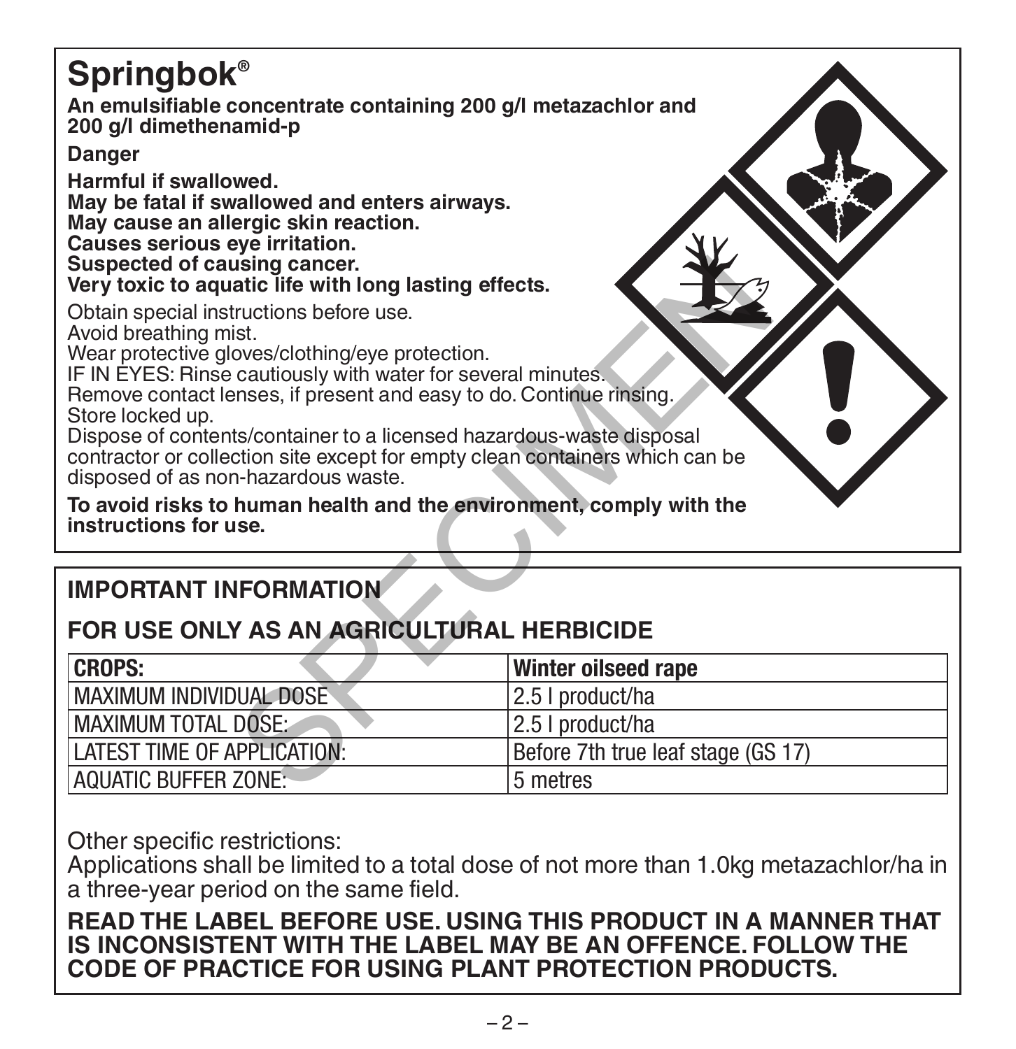# Springbok®

**An emulsifiable concentrate containing 200 g/l metazachlor and 200 g/l dimethenamid-p**

**Danger**

**Harmful if swallowed.**
**May be fatal if swallowed and enters airways.**
**May cause an allergic skin reaction.**
**Causes serious eye irritation.**
**Suspected of causing cancer.**
**Very toxic to aquatic life with long lasting effects.**

Obtain special instructions before use.
Avoid breathing mist.
Wear protective gloves/clothing/eye protection.
IF IN EYES: Rinse cautiously with water for several minutes.
Remove contact lenses, if present and easy to do. Continue rinsing.
Store locked up.
Dispose of contents/container to a licensed hazardous-waste disposal contractor or collection site except for empty clean containers which can be disposed of as non-hazardous waste.

**To avoid risks to human health and the environment, comply with the instructions for use.**

## IMPORTANT INFORMATION

## FOR USE ONLY AS AN AGRICULTURAL HERBICIDE

| CROPS: | Winter oilseed rape |
|---|---|
| MAXIMUM INDIVIDUAL DOSE | 2.5 l product/ha |
| MAXIMUM TOTAL DOSE: | 2.5 l product/ha |
| LATEST TIME OF APPLICATION: | Before 7th true leaf stage (GS 17) |
| AQUATIC BUFFER ZONE: | 5 metres |

Other specific restrictions:
Applications shall be limited to a total dose of not more than 1.0kg metazachlor/ha in a three-year period on the same field.

**READ THE LABEL BEFORE USE. USING THIS PRODUCT IN A MANNER THAT IS INCONSISTENT WITH THE LABEL MAY BE AN OFFENCE. FOLLOW THE CODE OF PRACTICE FOR USING PLANT PROTECTION PRODUCTS.**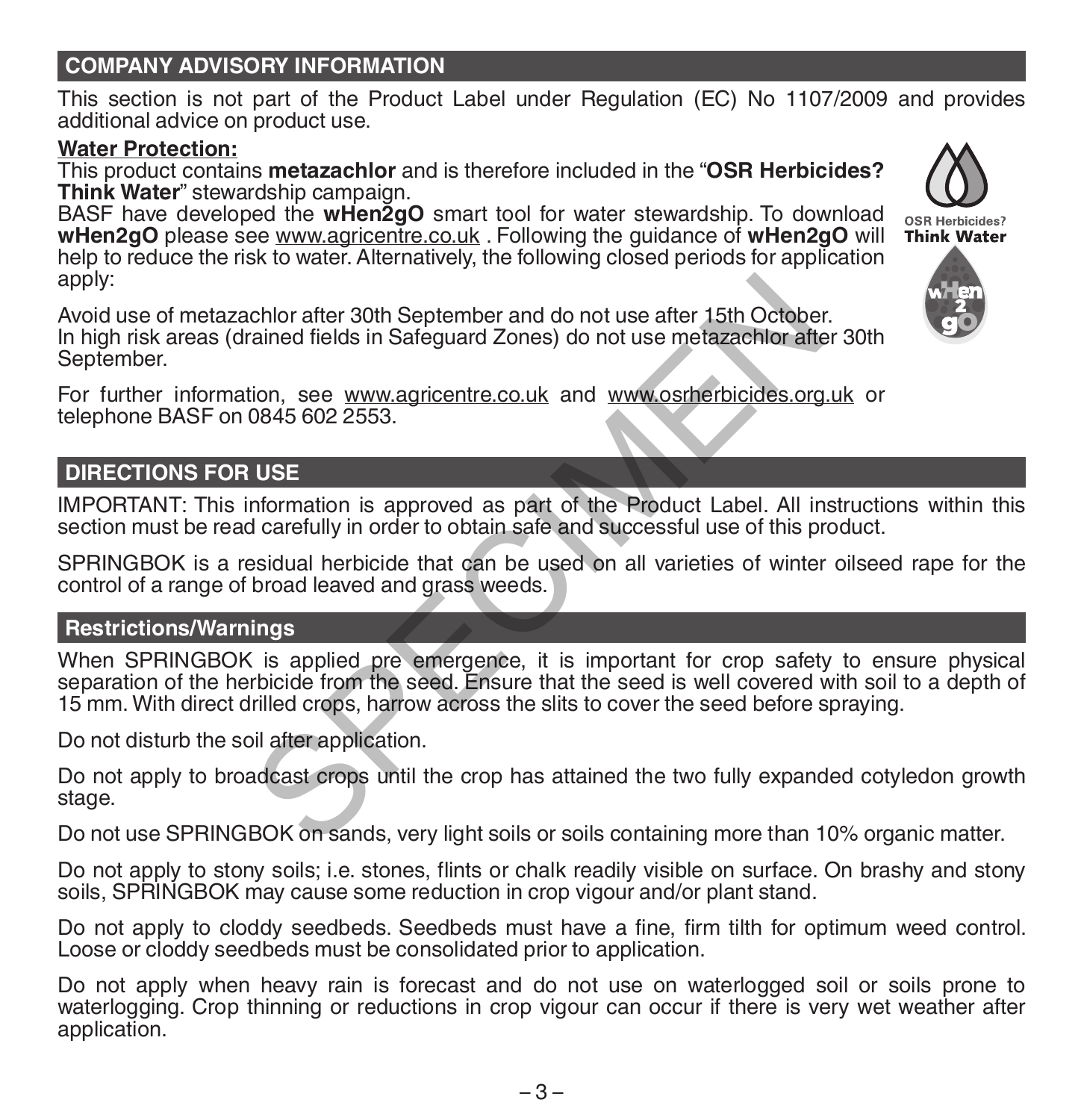## COMPANY ADVISORY INFORMATION

This section is not part of the Product Label under Regulation (EC) No 1107/2009 and provides additional advice on product use.

**Water Protection:**

This product contains **metazachlor** and is therefore included in the "**OSR Herbicides? Think Water**" stewardship campaign.

BASF have developed the **wHen2gO** smart tool for water stewardship. To download **wHen2gO** please see www.agricentre.co.uk . Following the guidance of **wHen2gO** will help to reduce the risk to water. Alternatively, the following closed periods for application apply:

Avoid use of metazachlor after 30th September and do not use after 15th October.
In high risk areas (drained fields in Safeguard Zones) do not use metazachlor after 30th September.

For further information, see www.agricentre.co.uk and www.osrherbicides.org.uk or telephone BASF on 0845 602 2553.

## DIRECTIONS FOR USE

IMPORTANT: This information is approved as part of the Product Label. All instructions within this section must be read carefully in order to obtain safe and successful use of this product.

SPRINGBOK is a residual herbicide that can be used on all varieties of winter oilseed rape for the control of a range of broad leaved and grass weeds.

### Restrictions/Warnings

When SPRINGBOK is applied pre emergence, it is important for crop safety to ensure physical separation of the herbicide from the seed. Ensure that the seed is well covered with soil to a depth of 15 mm. With direct drilled crops, harrow across the slits to cover the seed before spraying.

Do not disturb the soil after application.

Do not apply to broadcast crops until the crop has attained the two fully expanded cotyledon growth stage.

Do not use SPRINGBOK on sands, very light soils or soils containing more than 10% organic matter.

Do not apply to stony soils; i.e. stones, flints or chalk readily visible on surface. On brashy and stony soils, SPRINGBOK may cause some reduction in crop vigour and/or plant stand.

Do not apply to cloddy seedbeds. Seedbeds must have a fine, firm tilth for optimum weed control. Loose or cloddy seedbeds must be consolidated prior to application.

Do not apply when heavy rain is forecast and do not use on waterlogged soil or soils prone to waterlogging. Crop thinning or reductions in crop vigour can occur if there is very wet weather after application.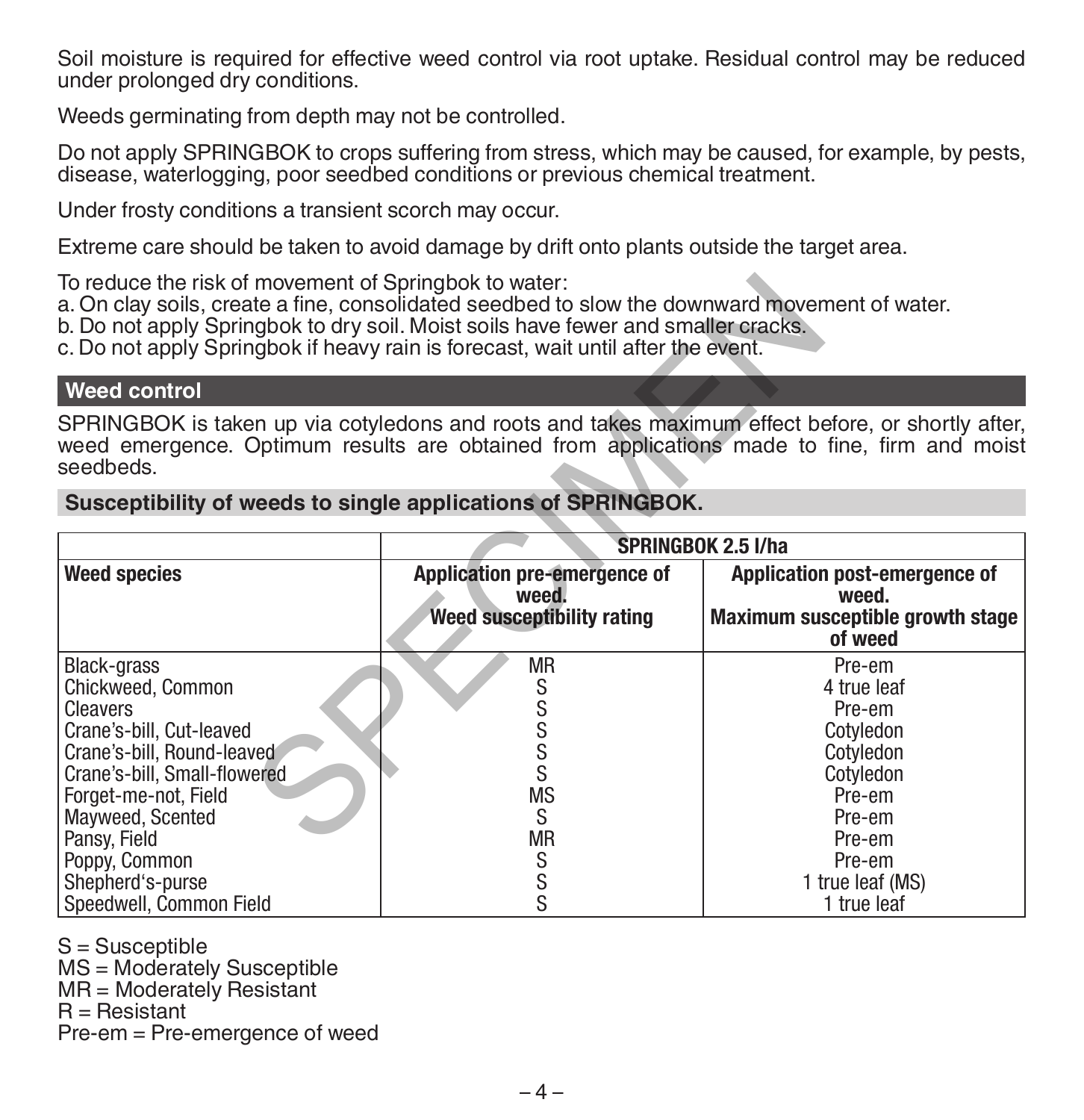Soil moisture is required for effective weed control via root uptake. Residual control may be reduced under prolonged dry conditions.

Weeds germinating from depth may not be controlled.

Do not apply SPRINGBOK to crops suffering from stress, which may be caused, for example, by pests, disease, waterlogging, poor seedbed conditions or previous chemical treatment.

Under frosty conditions a transient scorch may occur.

Extreme care should be taken to avoid damage by drift onto plants outside the target area.

To reduce the risk of movement of Springbok to water:
a. On clay soils, create a fine, consolidated seedbed to slow the downward movement of water.
b. Do not apply Springbok to dry soil. Moist soils have fewer and smaller cracks.
c. Do not apply Springbok if heavy rain is forecast, wait until after the event.

## Weed control

SPRINGBOK is taken up via cotyledons and roots and takes maximum effect before, or shortly after, weed emergence. Optimum results are obtained from applications made to fine, firm and moist seedbeds.

### Susceptibility of weeds to single applications of SPRINGBOK.

| | SPRINGBOK 2.5 l/ha | |
|---|---|---|
| **Weed species** | **Application pre-emergence of weed. Weed susceptibility rating** | **Application post-emergence of weed. Maximum susceptible growth stage of weed** |
| Black-grass | MR | Pre-em |
| Chickweed, Common | S | 4 true leaf |
| Cleavers | S | Pre-em |
| Crane's-bill, Cut-leaved | S | Cotyledon |
| Crane's-bill, Round-leaved | S | Cotyledon |
| Crane's-bill, Small-flowered | S | Cotyledon |
| Forget-me-not, Field | MS | Pre-em |
| Mayweed, Scented | S | Pre-em |
| Pansy, Field | MR | Pre-em |
| Poppy, Common | S | Pre-em |
| Shepherd's-purse | S | 1 true leaf (MS) |
| Speedwell, Common Field | S | 1 true leaf |

S = Susceptible
MS = Moderately Susceptible
MR = Moderately Resistant
R = Resistant
Pre-em = Pre-emergence of weed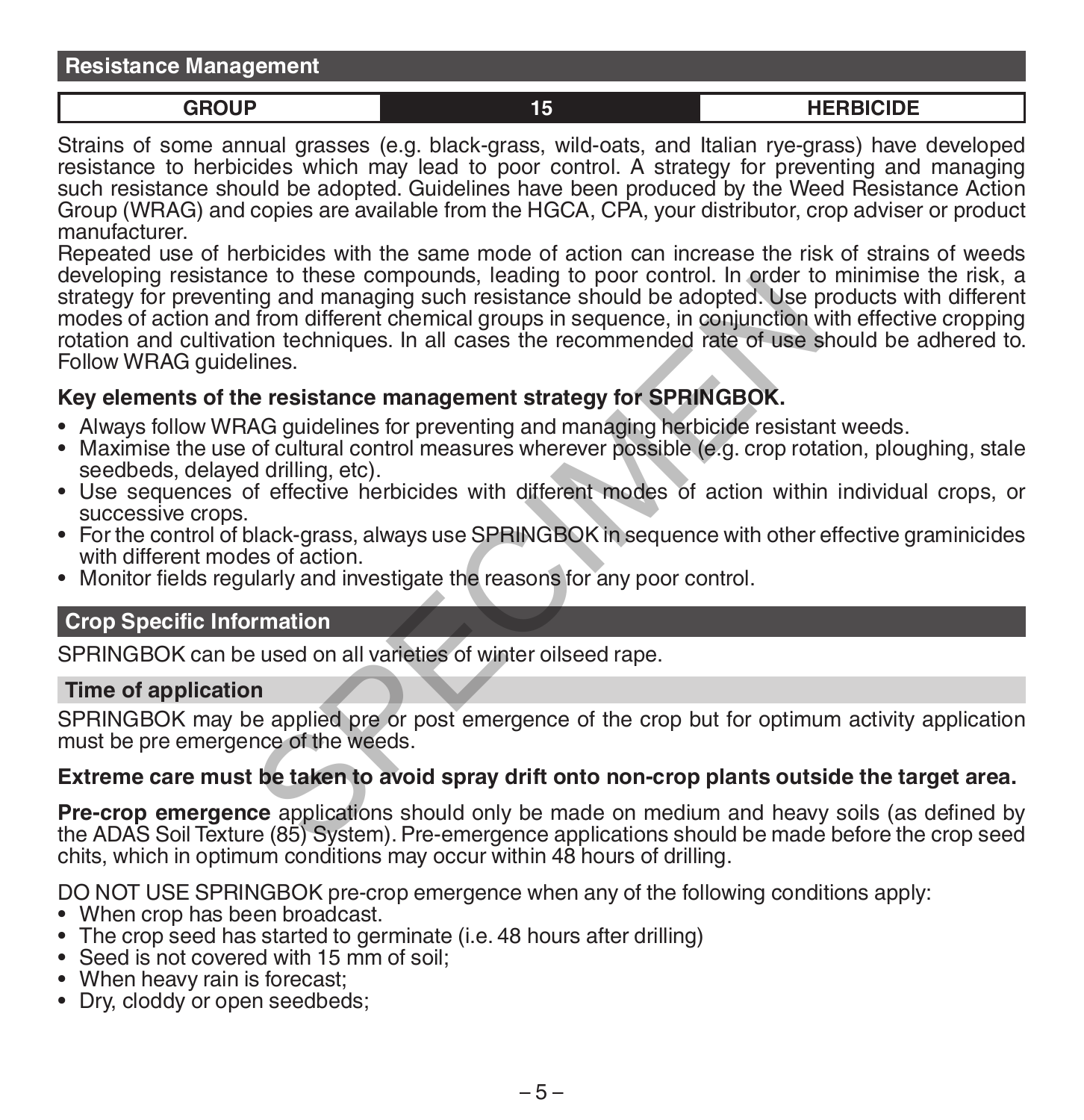## Resistance Management

| GROUP | 15 | HERBICIDE |
|---|---|---|

Strains of some annual grasses (e.g. black-grass, wild-oats, and Italian rye-grass) have developed resistance to herbicides which may lead to poor control. A strategy for preventing and managing such resistance should be adopted. Guidelines have been produced by the Weed Resistance Action Group (WRAG) and copies are available from the HGCA, CPA, your distributor, crop adviser or product manufacturer.

Repeated use of herbicides with the same mode of action can increase the risk of strains of weeds developing resistance to these compounds, leading to poor control. In order to minimise the risk, a strategy for preventing and managing such resistance should be adopted. Use products with different modes of action and from different chemical groups in sequence, in conjunction with effective cropping rotation and cultivation techniques. In all cases the recommended rate of use should be adhered to. Follow WRAG guidelines.

**Key elements of the resistance management strategy for SPRINGBOK.**

- Always follow WRAG guidelines for preventing and managing herbicide resistant weeds.
- Maximise the use of cultural control measures wherever possible (e.g. crop rotation, ploughing, stale seedbeds, delayed drilling, etc).
- Use sequences of effective herbicides with different modes of action within individual crops, or successive crops.
- For the control of black-grass, always use SPRINGBOK in sequence with other effective graminicides with different modes of action.
- Monitor fields regularly and investigate the reasons for any poor control.

## Crop Specific Information

SPRINGBOK can be used on all varieties of winter oilseed rape.

### Time of application

SPRINGBOK may be applied pre or post emergence of the crop but for optimum activity application must be pre emergence of the weeds.

**Extreme care must be taken to avoid spray drift onto non-crop plants outside the target area.**

**Pre-crop emergence** applications should only be made on medium and heavy soils (as defined by the ADAS Soil Texture (85) System). Pre-emergence applications should be made before the crop seed chits, which in optimum conditions may occur within 48 hours of drilling.

DO NOT USE SPRINGBOK pre-crop emergence when any of the following conditions apply:

- When crop has been broadcast.
- The crop seed has started to germinate (i.e. 48 hours after drilling)
- Seed is not covered with 15 mm of soil;
- When heavy rain is forecast;
- Dry, cloddy or open seedbeds;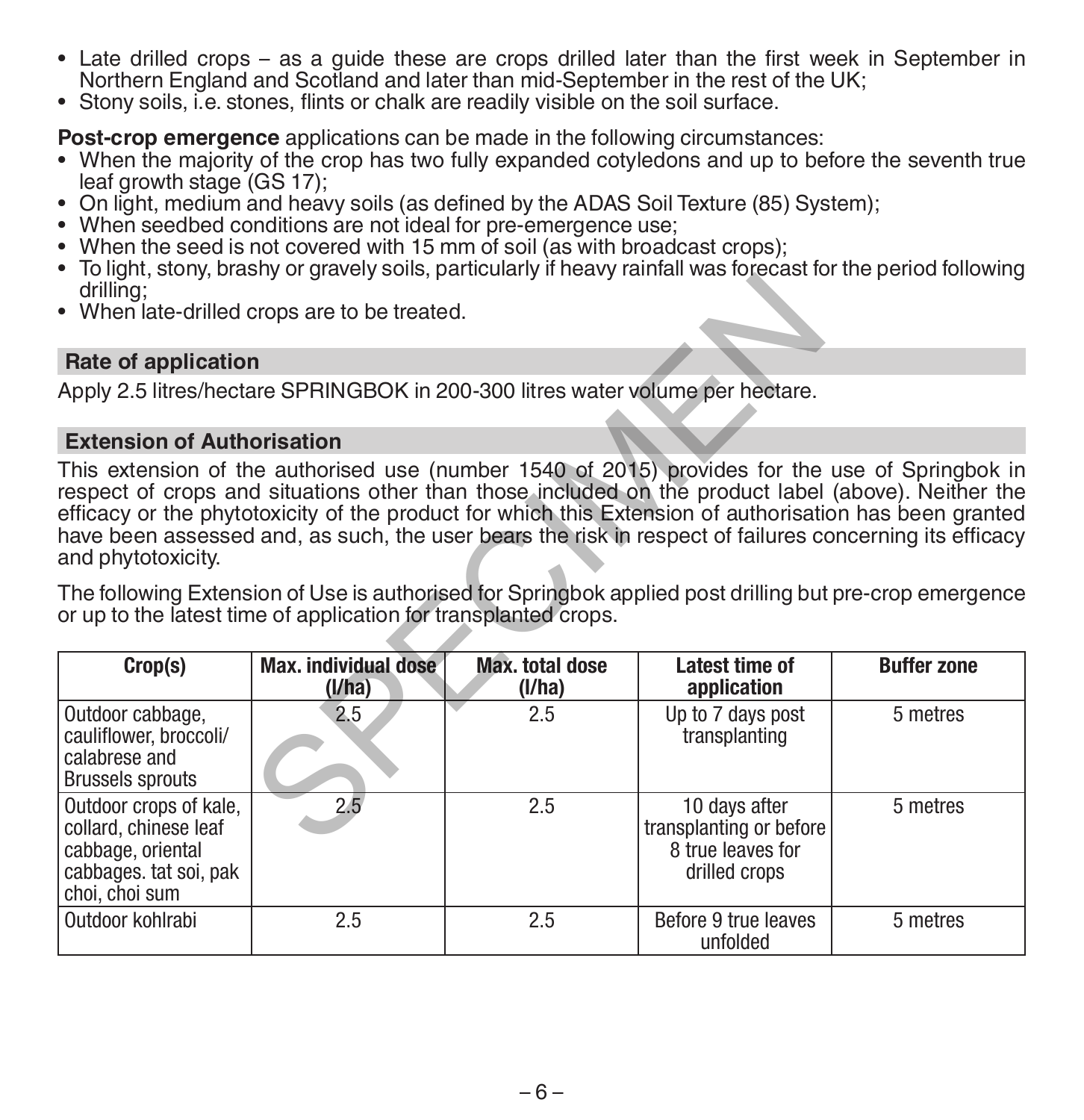- Late drilled crops – as a guide these are crops drilled later than the first week in September in Northern England and Scotland and later than mid-September in the rest of the UK;
- Stony soils, i.e. stones, flints or chalk are readily visible on the soil surface.

**Post-crop emergence** applications can be made in the following circumstances:

- When the majority of the crop has two fully expanded cotyledons and up to before the seventh true leaf growth stage (GS 17);
- On light, medium and heavy soils (as defined by the ADAS Soil Texture (85) System);
- When seedbed conditions are not ideal for pre-emergence use;
- When the seed is not covered with 15 mm of soil (as with broadcast crops);
- To light, stony, brashy or gravely soils, particularly if heavy rainfall was forecast for the period following drilling;
- When late-drilled crops are to be treated.

## Rate of application

Apply 2.5 litres/hectare SPRINGBOK in 200-300 litres water volume per hectare.

## Extension of Authorisation

This extension of the authorised use (number 1540 of 2015) provides for the use of Springbok in respect of crops and situations other than those included on the product label (above). Neither the efficacy or the phytotoxicity of the product for which this Extension of authorisation has been granted have been assessed and, as such, the user bears the risk in respect of failures concerning its efficacy and phytotoxicity.

The following Extension of Use is authorised for Springbok applied post drilling but pre-crop emergence or up to the latest time of application for transplanted crops.

| Crop(s) | Max. individual dose (l/ha) | Max. total dose (l/ha) | Latest time of application | Buffer zone |
|---|---|---|---|---|
| Outdoor cabbage, cauliflower, broccoli/ calabrese and Brussels sprouts | 2.5 | 2.5 | Up to 7 days post transplanting | 5 metres |
| Outdoor crops of kale, collard, chinese leaf cabbage, oriental cabbages. tat soi, pak choi, choi sum | 2.5 | 2.5 | 10 days after transplanting or before 8 true leaves for drilled crops | 5 metres |
| Outdoor kohlrabi | 2.5 | 2.5 | Before 9 true leaves unfolded | 5 metres |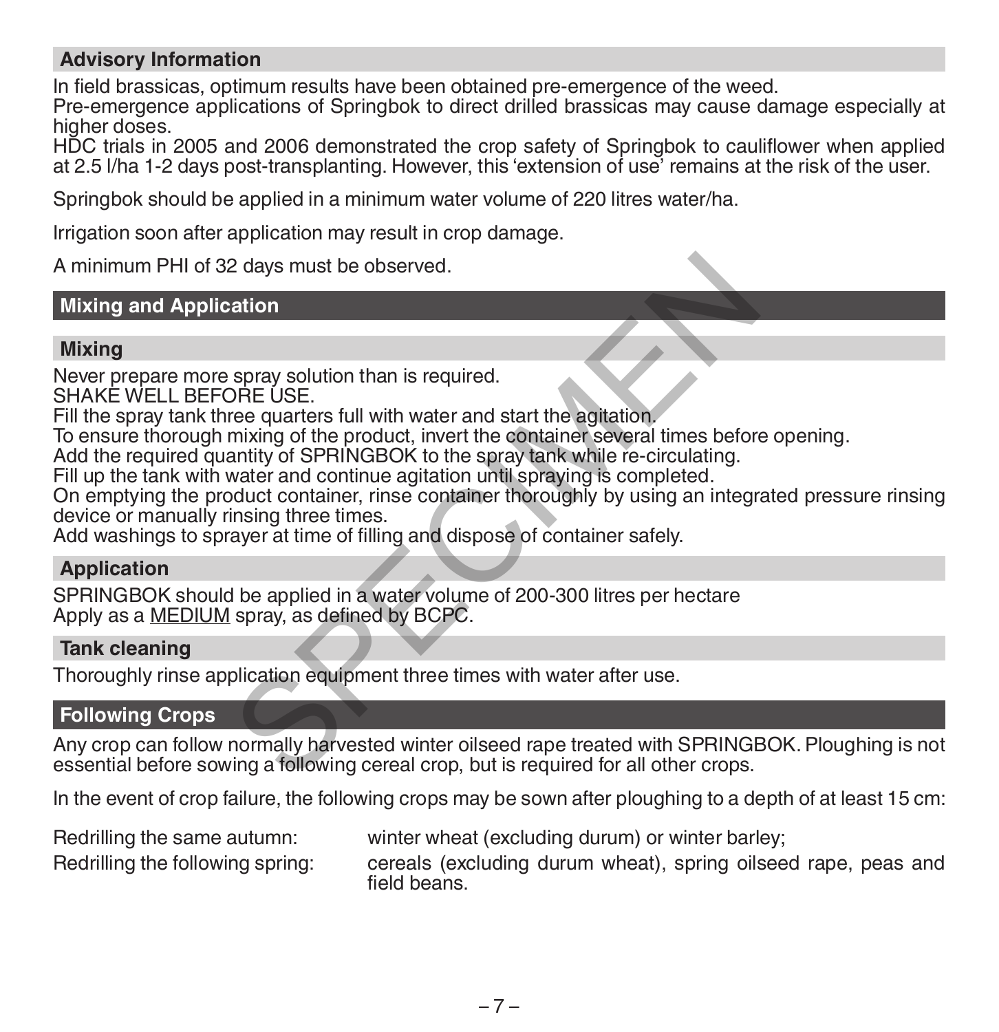## Advisory Information

In field brassicas, optimum results have been obtained pre-emergence of the weed.
Pre-emergence applications of Springbok to direct drilled brassicas may cause damage especially at higher doses.
HDC trials in 2005 and 2006 demonstrated the crop safety of Springbok to cauliflower when applied at 2.5 l/ha 1-2 days post-transplanting. However, this 'extension of use' remains at the risk of the user.

Springbok should be applied in a minimum water volume of 220 litres water/ha.

Irrigation soon after application may result in crop damage.

A minimum PHI of 32 days must be observed.

# Mixing and Application

## Mixing

Never prepare more spray solution than is required.
SHAKE WELL BEFORE USE.
Fill the spray tank three quarters full with water and start the agitation.
To ensure thorough mixing of the product, invert the container several times before opening.
Add the required quantity of SPRINGBOK to the spray tank while re-circulating.
Fill up the tank with water and continue agitation until spraying is completed.
On emptying the product container, rinse container thoroughly by using an integrated pressure rinsing device or manually rinsing three times.
Add washings to sprayer at time of filling and dispose of container safely.

## Application

SPRINGBOK should be applied in a water volume of 200-300 litres per hectare
Apply as a MEDIUM spray, as defined by BCPC.

## Tank cleaning

Thoroughly rinse application equipment three times with water after use.

# Following Crops

Any crop can follow normally harvested winter oilseed rape treated with SPRINGBOK. Ploughing is not essential before sowing a following cereal crop, but is required for all other crops.

In the event of crop failure, the following crops may be sown after ploughing to a depth of at least 15 cm:

| | |
|---|---|
| Redrilling the same autumn: | winter wheat (excluding durum) or winter barley; |
| Redrilling the following spring: | cereals (excluding durum wheat), spring oilseed rape, peas and field beans. |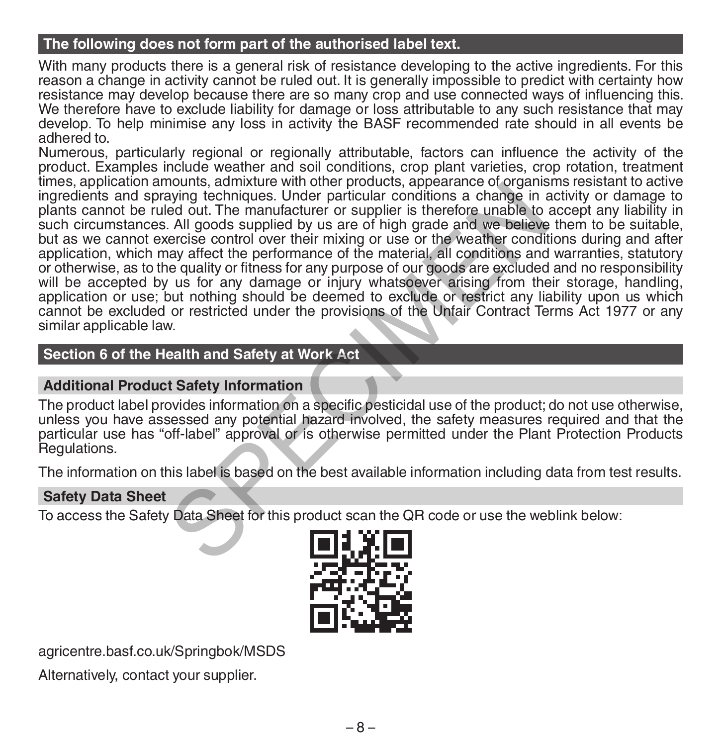## The following does not form part of the authorised label text.

With many products there is a general risk of resistance developing to the active ingredients. For this reason a change in activity cannot be ruled out. It is generally impossible to predict with certainty how resistance may develop because there are so many crop and use connected ways of influencing this. We therefore have to exclude liability for damage or loss attributable to any such resistance that may develop. To help minimise any loss in activity the BASF recommended rate should in all events be adhered to.

Numerous, particularly regional or regionally attributable, factors can influence the activity of the product. Examples include weather and soil conditions, crop plant varieties, crop rotation, treatment times, application amounts, admixture with other products, appearance of organisms resistant to active ingredients and spraying techniques. Under particular conditions a change in activity or damage to plants cannot be ruled out. The manufacturer or supplier is therefore unable to accept any liability in such circumstances. All goods supplied by us are of high grade and we believe them to be suitable, but as we cannot exercise control over their mixing or use or the weather conditions during and after application, which may affect the performance of the material, all conditions and warranties, statutory or otherwise, as to the quality or fitness for any purpose of our goods are excluded and no responsibility will be accepted by us for any damage or injury whatsoever arising from their storage, handling, application or use; but nothing should be deemed to exclude or restrict any liability upon us which cannot be excluded or restricted under the provisions of the Unfair Contract Terms Act 1977 or any similar applicable law.

## Section 6 of the Health and Safety at Work Act

### Additional Product Safety Information

The product label provides information on a specific pesticidal use of the product; do not use otherwise, unless you have assessed any potential hazard involved, the safety measures required and that the particular use has "off-label" approval or is otherwise permitted under the Plant Protection Products Regulations.

The information on this label is based on the best available information including data from test results.

### Safety Data Sheet

To access the Safety Data Sheet for this product scan the QR code or use the weblink below:

agricentre.basf.co.uk/Springbok/MSDS

Alternatively, contact your supplier.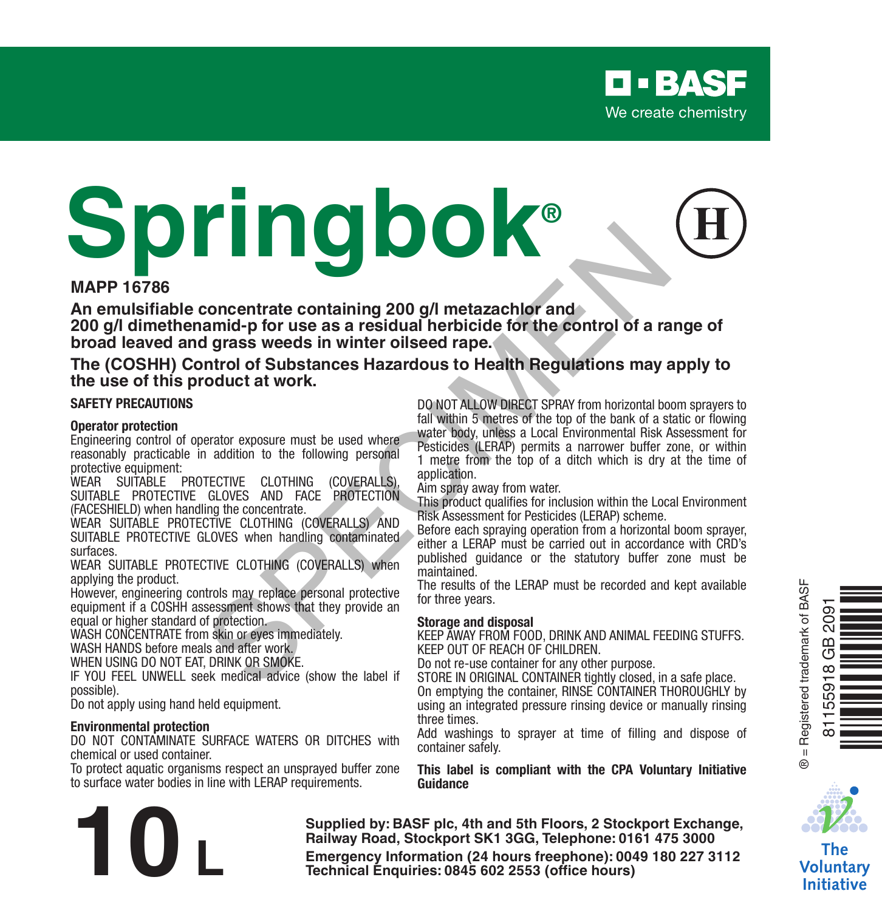BASF

We create chemistry

# Springbok®

(H)

**MAPP 16786**

**An emulsifiable concentrate containing 200 g/l metazachlor and 200 g/l dimethenamid-p for use as a residual herbicide for the control of a range of broad leaved and grass weeds in winter oilseed rape.**

**The (COSHH) Control of Substances Hazardous to Health Regulations may apply to the use of this product at work.**

### SAFETY PRECAUTIONS

**Operator protection**

Engineering control of operator exposure must be used where reasonably practicable in addition to the following personal protective equipment:

WEAR SUITABLE PROTECTIVE CLOTHING (COVERALLS), SUITABLE PROTECTIVE GLOVES AND FACE PROTECTION (FACESHIELD) when handling the concentrate.

WEAR SUITABLE PROTECTIVE CLOTHING (COVERALLS) AND SUITABLE PROTECTIVE GLOVES when handling contaminated surfaces.

WEAR SUITABLE PROTECTIVE CLOTHING (COVERALLS) when applying the product.

However, engineering controls may replace personal protective equipment if a COSHH assessment shows that they provide an equal or higher standard of protection.

WASH CONCENTRATE from skin or eyes immediately.

WASH HANDS before meals and after work.

WHEN USING DO NOT EAT, DRINK OR SMOKE.

IF YOU FEEL UNWELL seek medical advice (show the label if possible).

Do not apply using hand held equipment.

**Environmental protection**

DO NOT CONTAMINATE SURFACE WATERS OR DITCHES with chemical or used container.

To protect aquatic organisms respect an unsprayed buffer zone to surface water bodies in line with LERAP requirements.

DO NOT ALLOW DIRECT SPRAY from horizontal boom sprayers to fall within 5 metres of the top of the bank of a static or flowing water body, unless a Local Environmental Risk Assessment for Pesticides (LERAP) permits a narrower buffer zone, or within 1 metre from the top of a ditch which is dry at the time of application.

Aim spray away from water.

This product qualifies for inclusion within the Local Environment Risk Assessment for Pesticides (LERAP) scheme.

Before each spraying operation from a horizontal boom sprayer, either a LERAP must be carried out in accordance with CRD's published guidance or the statutory buffer zone must be maintained.

The results of the LERAP must be recorded and kept available for three years.

**Storage and disposal**

KEEP AWAY FROM FOOD, DRINK AND ANIMAL FEEDING STUFFS.

KEEP OUT OF REACH OF CHILDREN.

Do not re-use container for any other purpose.

STORE IN ORIGINAL CONTAINER tightly closed, in a safe place.

On emptying the container, RINSE CONTAINER THOROUGHLY by using an integrated pressure rinsing device or manually rinsing three times.

Add washings to sprayer at time of filling and dispose of container safely.

**This label is compliant with the CPA Voluntary Initiative Guidance**

**10 L**

**Supplied by: BASF plc, 4th and 5th Floors, 2 Stockport Exchange, Railway Road, Stockport SK1 3GG, Telephone: 0161 475 3000**
**Emergency Information (24 hours freephone): 0049 180 227 3112**
**Technical Enquiries: 0845 602 2553 (office hours)**

® = Registered trademark of BASF

81155918 GB 2091

The Voluntary Initiative

SPECIMEN